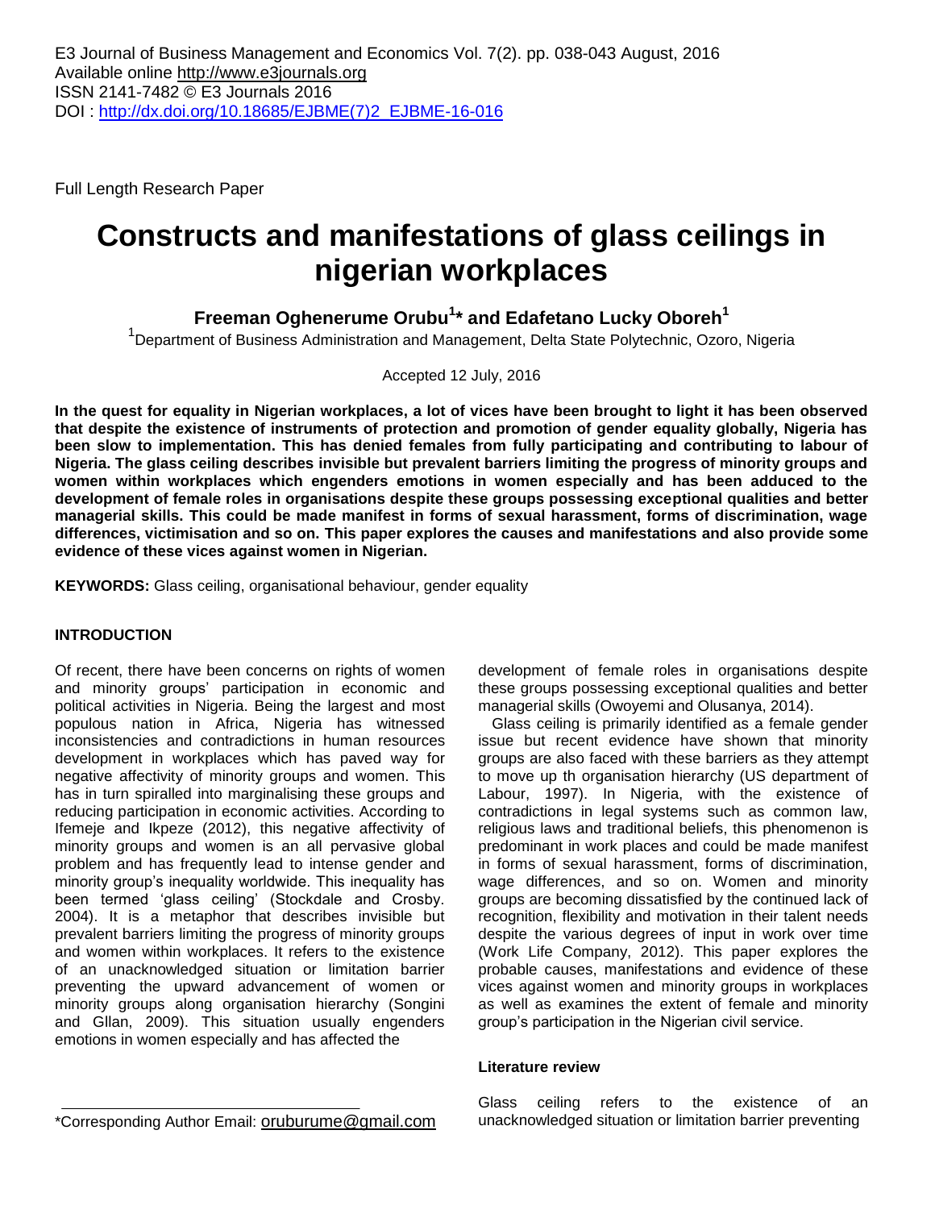E3 Journal of Business Management and Economics Vol. 7(2). pp. 038-043 August, 2016
Available online http://www.e3journals.org
ISSN 2141-7482 © E3 Journals 2016
DOI : http://dx.doi.org/10.18685/EJBME(7)2_EJBME-16-016

Full Length Research Paper

# Constructs and manifestations of glass ceilings in nigerian workplaces

**Freeman Oghenerume Orubu[1]* and Edafetano Lucky Oboreh[1]**

[1]Department of Business Administration and Management, Delta State Polytechnic, Ozoro, Nigeria

Accepted 12 July, 2016

**In the quest for equality in Nigerian workplaces, a lot of vices have been brought to light it has been observed that despite the existence of instruments of protection and promotion of gender equality globally, Nigeria has been slow to implementation. This has denied females from fully participating and contributing to labour of Nigeria. The glass ceiling describes invisible but prevalent barriers limiting the progress of minority groups and women within workplaces which engenders emotions in women especially and has been adduced to the development of female roles in organisations despite these groups possessing exceptional qualities and better managerial skills. This could be made manifest in forms of sexual harassment, forms of discrimination, wage differences, victimisation and so on. This paper explores the causes and manifestations and also provide some evidence of these vices against women in Nigerian.**

**KEYWORDS:** Glass ceiling, organisational behaviour, gender equality

## INTRODUCTION

Of recent, there have been concerns on rights of women and minority groups' participation in economic and political activities in Nigeria. Being the largest and most populous nation in Africa, Nigeria has witnessed inconsistencies and contradictions in human resources development in workplaces which has paved way for negative affectivity of minority groups and women. This has in turn spiralled into marginalising these groups and reducing participation in economic activities. According to Ifemeje and Ikpeze (2012), this negative affectivity of minority groups and women is an all pervasive global problem and has frequently lead to intense gender and minority group's inequality worldwide. This inequality has been termed 'glass ceiling' (Stockdale and Crosby. 2004). It is a metaphor that describes invisible but prevalent barriers limiting the progress of minority groups and women within workplaces. It refers to the existence of an unacknowledged situation or limitation barrier preventing the upward advancement of women or minority groups along organisation hierarchy (Songini and Gllan, 2009). This situation usually engenders emotions in women especially and has affected the development of female roles in organisations despite these groups possessing exceptional qualities and better managerial skills (Owoyemi and Olusanya, 2014).

Glass ceiling is primarily identified as a female gender issue but recent evidence have shown that minority groups are also faced with these barriers as they attempt to move up th organisation hierarchy (US department of Labour, 1997). In Nigeria, with the existence of contradictions in legal systems such as common law, religious laws and traditional beliefs, this phenomenon is predominant in work places and could be made manifest in forms of sexual harassment, forms of discrimination, wage differences, and so on. Women and minority groups are becoming dissatisfied by the continued lack of recognition, flexibility and motivation in their talent needs despite the various degrees of input in work over time (Work Life Company, 2012). This paper explores the probable causes, manifestations and evidence of these vices against women and minority groups in workplaces as well as examines the extent of female and minority group's participation in the Nigerian civil service.

### Literature review

Glass ceiling refers to the existence of an unacknowledged situation or limitation barrier preventing

*Corresponding Author Email: oruburume@gmail.com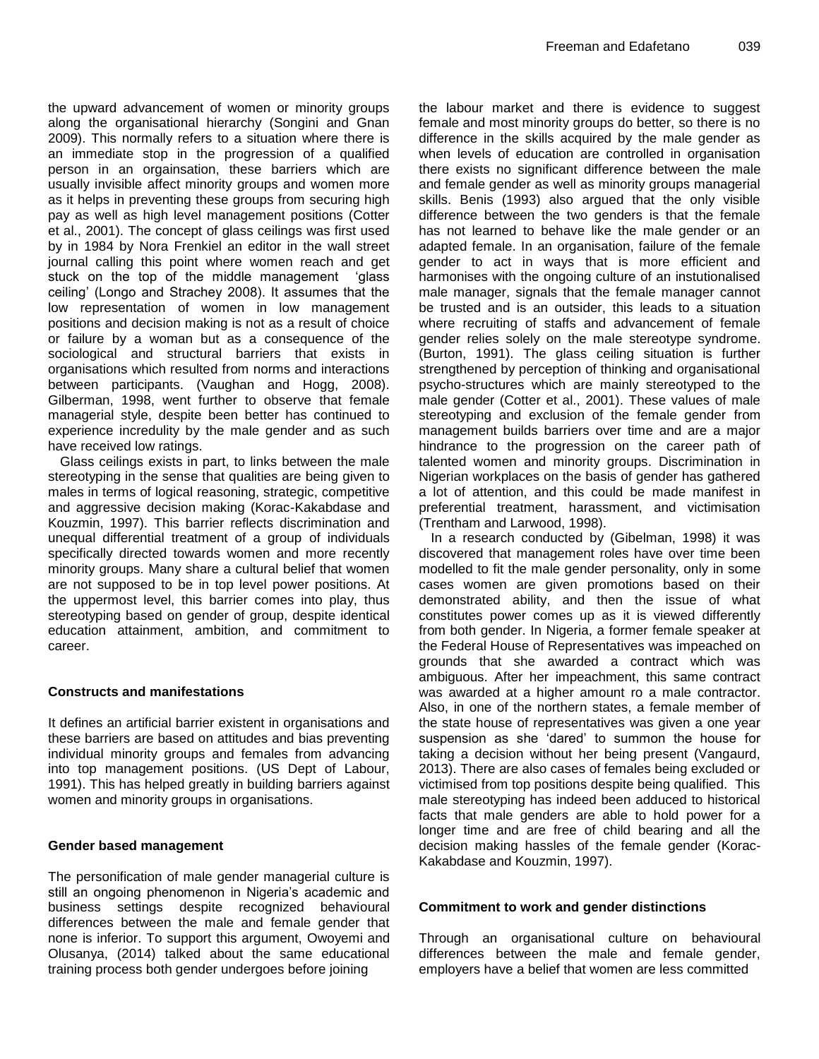the upward advancement of women or minority groups along the organisational hierarchy (Songini and Gnan 2009). This normally refers to a situation where there is an immediate stop in the progression of a qualified person in an orgainsation, these barriers which are usually invisible affect minority groups and women more as it helps in preventing these groups from securing high pay as well as high level management positions (Cotter et al., 2001). The concept of glass ceilings was first used by in 1984 by Nora Frenkiel an editor in the wall street journal calling this point where women reach and get stuck on the top of the middle management 'glass ceiling' (Longo and Strachey 2008). It assumes that the low representation of women in low management positions and decision making is not as a result of choice or failure by a woman but as a consequence of the sociological and structural barriers that exists in organisations which resulted from norms and interactions between participants. (Vaughan and Hogg, 2008). Gilberman, 1998, went further to observe that female managerial style, despite been better has continued to experience incredulity by the male gender and as such have received low ratings.

Glass ceilings exists in part, to links between the male stereotyping in the sense that qualities are being given to males in terms of logical reasoning, strategic, competitive and aggressive decision making (Korac-Kakabdase and Kouzmin, 1997). This barrier reflects discrimination and unequal differential treatment of a group of individuals specifically directed towards women and more recently minority groups. Many share a cultural belief that women are not supposed to be in top level power positions. At the uppermost level, this barrier comes into play, thus stereotyping based on gender of group, despite identical education attainment, ambition, and commitment to career.

## Constructs and manifestations

It defines an artificial barrier existent in organisations and these barriers are based on attitudes and bias preventing individual minority groups and females from advancing into top management positions. (US Dept of Labour, 1991). This has helped greatly in building barriers against women and minority groups in organisations.

## Gender based management

The personification of male gender managerial culture is still an ongoing phenomenon in Nigeria's academic and business settings despite recognized behavioural differences between the male and female gender that none is inferior. To support this argument, Owoyemi and Olusanya, (2014) talked about the same educational training process both gender undergoes before joining the labour market and there is evidence to suggest female and most minority groups do better, so there is no difference in the skills acquired by the male gender as when levels of education are controlled in organisation there exists no significant difference between the male and female gender as well as minority groups managerial skills. Benis (1993) also argued that the only visible difference between the two genders is that the female has not learned to behave like the male gender or an adapted female. In an organisation, failure of the female gender to act in ways that is more efficient and harmonises with the ongoing culture of an instutionalised male manager, signals that the female manager cannot be trusted and is an outsider, this leads to a situation where recruiting of staffs and advancement of female gender relies solely on the male stereotype syndrome. (Burton, 1991). The glass ceiling situation is further strengthened by perception of thinking and organisational psycho-structures which are mainly stereotyped to the male gender (Cotter et al., 2001). These values of male stereotyping and exclusion of the female gender from management builds barriers over time and are a major hindrance to the progression on the career path of talented women and minority groups. Discrimination in Nigerian workplaces on the basis of gender has gathered a lot of attention, and this could be made manifest in preferential treatment, harassment, and victimisation (Trentham and Larwood, 1998).

In a research conducted by (Gibelman, 1998) it was discovered that management roles have over time been modelled to fit the male gender personality, only in some cases women are given promotions based on their demonstrated ability, and then the issue of what constitutes power comes up as it is viewed differently from both gender. In Nigeria, a former female speaker at the Federal House of Representatives was impeached on grounds that she awarded a contract which was ambiguous. After her impeachment, this same contract was awarded at a higher amount ro a male contractor. Also, in one of the northern states, a female member of the state house of representatives was given a one year suspension as she 'dared' to summon the house for taking a decision without her being present (Vangaurd, 2013). There are also cases of females being excluded or victimised from top positions despite being qualified. This male stereotyping has indeed been adduced to historical facts that male genders are able to hold power for a longer time and are free of child bearing and all the decision making hassles of the female gender (Korac-Kakabdase and Kouzmin, 1997).

## Commitment to work and gender distinctions

Through an organisational culture on behavioural differences between the male and female gender, employers have a belief that women are less committed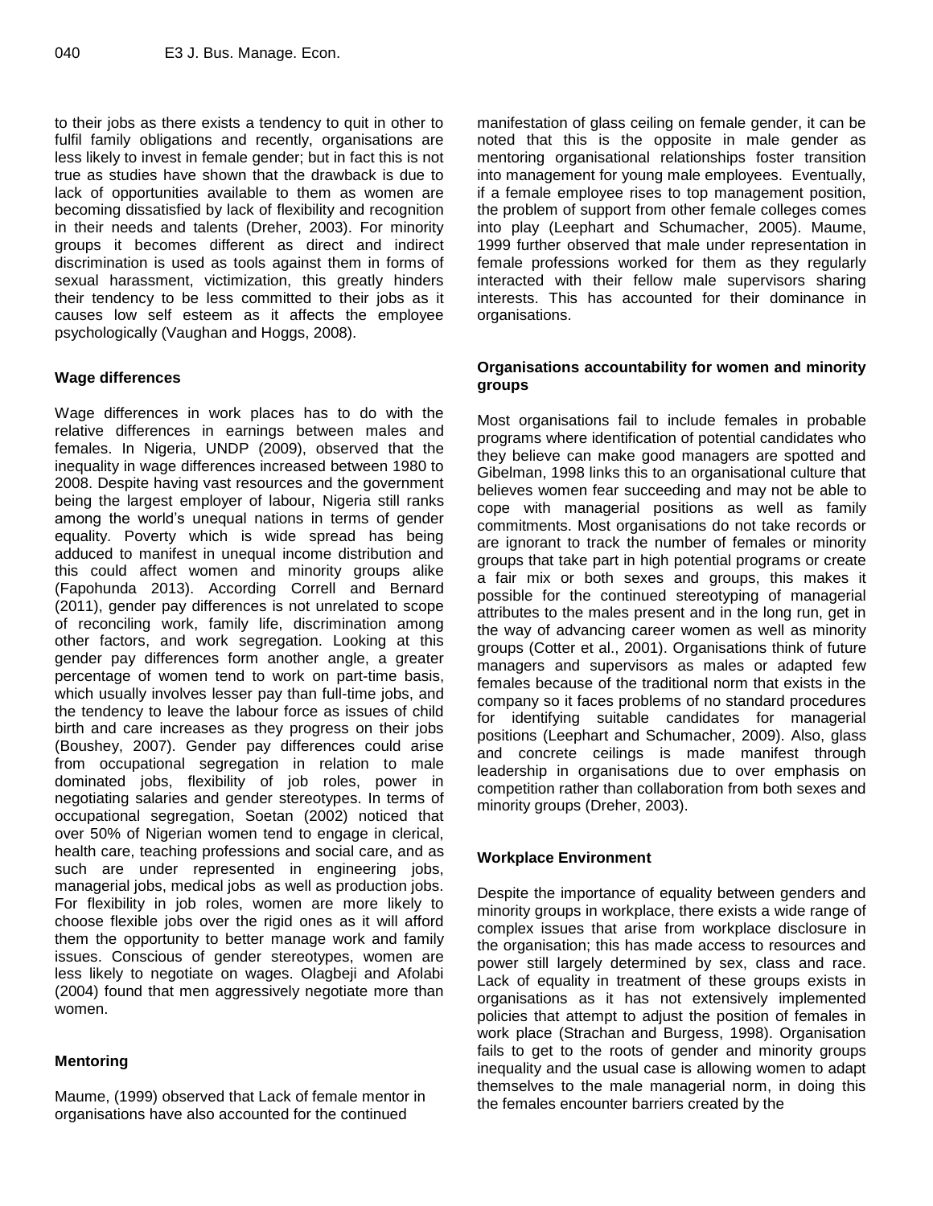to their jobs as there exists a tendency to quit in other to fulfil family obligations and recently, organisations are less likely to invest in female gender; but in fact this is not true as studies have shown that the drawback is due to lack of opportunities available to them as women are becoming dissatisfied by lack of flexibility and recognition in their needs and talents (Dreher, 2003). For minority groups it becomes different as direct and indirect discrimination is used as tools against them in forms of sexual harassment, victimization, this greatly hinders their tendency to be less committed to their jobs as it causes low self esteem as it affects the employee psychologically (Vaughan and Hoggs, 2008).

### Wage differences

Wage differences in work places has to do with the relative differences in earnings between males and females. In Nigeria, UNDP (2009), observed that the inequality in wage differences increased between 1980 to 2008. Despite having vast resources and the government being the largest employer of labour, Nigeria still ranks among the world's unequal nations in terms of gender equality. Poverty which is wide spread has being adduced to manifest in unequal income distribution and this could affect women and minority groups alike (Fapohunda 2013). According Correll and Bernard (2011), gender pay differences is not unrelated to scope of reconciling work, family life, discrimination among other factors, and work segregation. Looking at this gender pay differences form another angle, a greater percentage of women tend to work on part-time basis, which usually involves lesser pay than full-time jobs, and the tendency to leave the labour force as issues of child birth and care increases as they progress on their jobs (Boushey, 2007). Gender pay differences could arise from occupational segregation in relation to male dominated jobs, flexibility of job roles, power in negotiating salaries and gender stereotypes. In terms of occupational segregation, Soetan (2002) noticed that over 50% of Nigerian women tend to engage in clerical, health care, teaching professions and social care, and as such are under represented in engineering jobs, managerial jobs, medical jobs as well as production jobs. For flexibility in job roles, women are more likely to choose flexible jobs over the rigid ones as it will afford them the opportunity to better manage work and family issues. Conscious of gender stereotypes, women are less likely to negotiate on wages. Olagbeji and Afolabi (2004) found that men aggressively negotiate more than women.

### Mentoring

Maume, (1999) observed that Lack of female mentor in organisations have also accounted for the continued manifestation of glass ceiling on female gender, it can be noted that this is the opposite in male gender as mentoring organisational relationships foster transition into management for young male employees. Eventually, if a female employee rises to top management position, the problem of support from other female colleges comes into play (Leephart and Schumacher, 2005). Maume, 1999 further observed that male under representation in female professions worked for them as they regularly interacted with their fellow male supervisors sharing interests. This has accounted for their dominance in organisations.

### Organisations accountability for women and minority groups

Most organisations fail to include females in probable programs where identification of potential candidates who they believe can make good managers are spotted and Gibelman, 1998 links this to an organisational culture that believes women fear succeeding and may not be able to cope with managerial positions as well as family commitments. Most organisations do not take records or are ignorant to track the number of females or minority groups that take part in high potential programs or create a fair mix or both sexes and groups, this makes it possible for the continued stereotyping of managerial attributes to the males present and in the long run, get in the way of advancing career women as well as minority groups (Cotter et al., 2001). Organisations think of future managers and supervisors as males or adapted few females because of the traditional norm that exists in the company so it faces problems of no standard procedures for identifying suitable candidates for managerial positions (Leephart and Schumacher, 2009). Also, glass and concrete ceilings is made manifest through leadership in organisations due to over emphasis on competition rather than collaboration from both sexes and minority groups (Dreher, 2003).

### Workplace Environment

Despite the importance of equality between genders and minority groups in workplace, there exists a wide range of complex issues that arise from workplace disclosure in the organisation; this has made access to resources and power still largely determined by sex, class and race. Lack of equality in treatment of these groups exists in organisations as it has not extensively implemented policies that attempt to adjust the position of females in work place (Strachan and Burgess, 1998). Organisation fails to get to the roots of gender and minority groups inequality and the usual case is allowing women to adapt themselves to the male managerial norm, in doing this the females encounter barriers created by the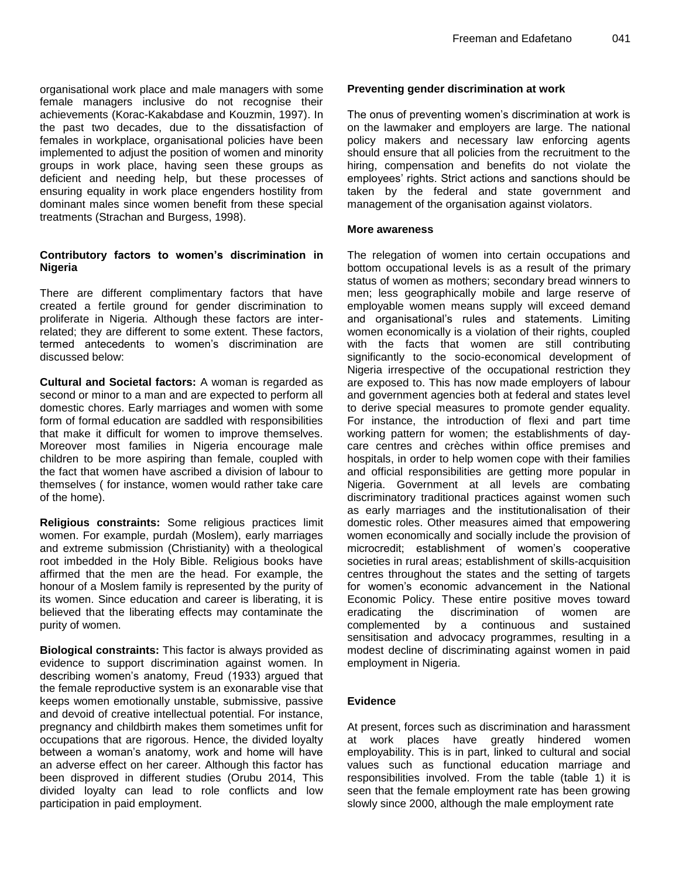organisational work place and male managers with some female managers inclusive do not recognise their achievements (Korac-Kakabdase and Kouzmin, 1997). In the past two decades, due to the dissatisfaction of females in workplace, organisational policies have been implemented to adjust the position of women and minority groups in work place, having seen these groups as deficient and needing help, but these processes of ensuring equality in work place engenders hostility from dominant males since women benefit from these special treatments (Strachan and Burgess, 1998).

#### Contributory factors to women's discrimination in Nigeria

There are different complimentary factors that have created a fertile ground for gender discrimination to proliferate in Nigeria. Although these factors are inter-related; they are different to some extent. These factors, termed antecedents to women's discrimination are discussed below:

**Cultural and Societal factors:** A woman is regarded as second or minor to a man and are expected to perform all domestic chores. Early marriages and women with some form of formal education are saddled with responsibilities that make it difficult for women to improve themselves. Moreover most families in Nigeria encourage male children to be more aspiring than female, coupled with the fact that women have ascribed a division of labour to themselves ( for instance, women would rather take care of the home).

**Religious constraints:** Some religious practices limit women. For example, purdah (Moslem), early marriages and extreme submission (Christianity) with a theological root imbedded in the Holy Bible. Religious books have affirmed that the men are the head. For example, the honour of a Moslem family is represented by the purity of its women. Since education and career is liberating, it is believed that the liberating effects may contaminate the purity of women.

**Biological constraints:** This factor is always provided as evidence to support discrimination against women. In describing women's anatomy, Freud (1933) argued that the female reproductive system is an exonarable vise that keeps women emotionally unstable, submissive, passive and devoid of creative intellectual potential. For instance, pregnancy and childbirth makes them sometimes unfit for occupations that are rigorous. Hence, the divided loyalty between a woman's anatomy, work and home will have an adverse effect on her career. Although this factor has been disproved in different studies (Orubu 2014, This divided loyalty can lead to role conflicts and low participation in paid employment.

#### Preventing gender discrimination at work

The onus of preventing women's discrimination at work is on the lawmaker and employers are large. The national policy makers and necessary law enforcing agents should ensure that all policies from the recruitment to the hiring, compensation and benefits do not violate the employees' rights. Strict actions and sanctions should be taken by the federal and state government and management of the organisation against violators.

#### More awareness

The relegation of women into certain occupations and bottom occupational levels is as a result of the primary status of women as mothers; secondary bread winners to men; less geographically mobile and large reserve of employable women means supply will exceed demand and organisational's rules and statements. Limiting women economically is a violation of their rights, coupled with the facts that women are still contributing significantly to the socio-economical development of Nigeria irrespective of the occupational restriction they are exposed to. This has now made employers of labour and government agencies both at federal and states level to derive special measures to promote gender equality. For instance, the introduction of flexi and part time working pattern for women; the establishments of day-care centres and crèches within office premises and hospitals, in order to help women cope with their families and official responsibilities are getting more popular in Nigeria. Government at all levels are combating discriminatory traditional practices against women such as early marriages and the institutionalisation of their domestic roles. Other measures aimed that empowering women economically and socially include the provision of microcredit; establishment of women's cooperative societies in rural areas; establishment of skills-acquisition centres throughout the states and the setting of targets for women's economic advancement in the National Economic Policy. These entire positive moves toward eradicating the discrimination of women are complemented by a continuous and sustained sensitisation and advocacy programmes, resulting in a modest decline of discriminating against women in paid employment in Nigeria.

#### Evidence

At present, forces such as discrimination and harassment at work places have greatly hindered women employability. This is in part, linked to cultural and social values such as functional education marriage and responsibilities involved. From the table (table 1) it is seen that the female employment rate has been growing slowly since 2000, although the male employment rate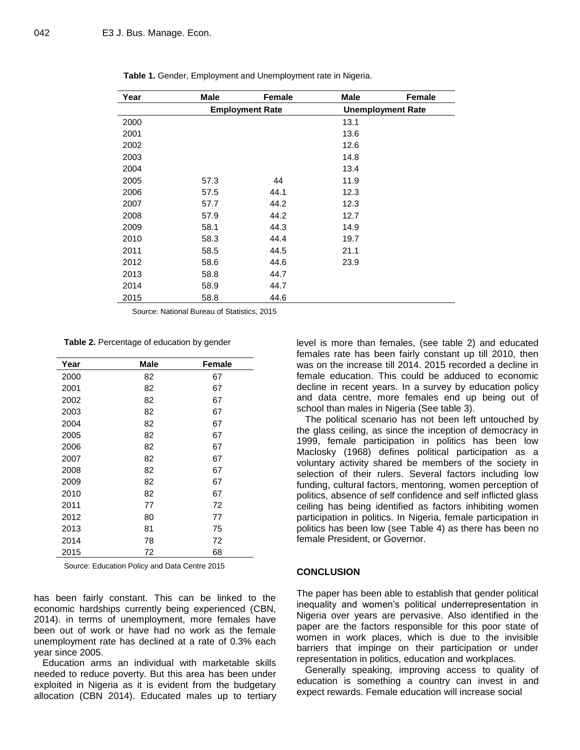**Table 1.** Gender, Employment and Unemployment rate in Nigeria.

| Year | Male | Female | Male | Female |
|---|---|---|---|---|
| | Employment Rate | | Unemployment Rate | |
| 2000 | | | 13.1 | |
| 2001 | | | 13.6 | |
| 2002 | | | 12.6 | |
| 2003 | | | 14.8 | |
| 2004 | | | 13.4 | |
| 2005 | 57.3 | 44 | 11.9 | |
| 2006 | 57.5 | 44.1 | 12.3 | |
| 2007 | 57.7 | 44.2 | 12.3 | |
| 2008 | 57.9 | 44.2 | 12.7 | |
| 2009 | 58.1 | 44.3 | 14.9 | |
| 2010 | 58.3 | 44.4 | 19.7 | |
| 2011 | 58.5 | 44.5 | 21.1 | |
| 2012 | 58.6 | 44.6 | 23.9 | |
| 2013 | 58.8 | 44.7 | | |
| 2014 | 58.9 | 44.7 | | |
| 2015 | 58.8 | 44.6 | | |

Source: National Bureau of Statistics, 2015

**Table 2.** Percentage of education by gender

| Year | Male | Female |
|---|---|---|
| 2000 | 82 | 67 |
| 2001 | 82 | 67 |
| 2002 | 82 | 67 |
| 2003 | 82 | 67 |
| 2004 | 82 | 67 |
| 2005 | 82 | 67 |
| 2006 | 82 | 67 |
| 2007 | 82 | 67 |
| 2008 | 82 | 67 |
| 2009 | 82 | 67 |
| 2010 | 82 | 67 |
| 2011 | 77 | 72 |
| 2012 | 80 | 77 |
| 2013 | 81 | 75 |
| 2014 | 78 | 72 |
| 2015 | 72 | 68 |

Source: Education Policy and Data Centre 2015

has been fairly constant. This can be linked to the economic hardships currently being experienced (CBN, 2014). in terms of unemployment, more females have been out of work or have had no work as the female unemployment rate has declined at a rate of 0.3% each year since 2005.

Education arms an individual with marketable skills needed to reduce poverty. But this area has been under exploited in Nigeria as it is evident from the budgetary allocation (CBN 2014). Educated males up to tertiary level is more than females, (see table 2) and educated females rate has been fairly constant up till 2010, then was on the increase till 2014. 2015 recorded a decline in female education. This could be adduced to economic decline in recent years. In a survey by education policy and data centre, more females end up being out of school than males in Nigeria (See table 3).

The political scenario has not been left untouched by the glass ceiling, as since the inception of democracy in 1999, female participation in politics has been low Maclosky (1968) defines political participation as a voluntary activity shared be members of the society in selection of their rulers. Several factors including low funding, cultural factors, mentoring, women perception of politics, absence of self confidence and self inflicted glass ceiling has being identified as factors inhibiting women participation in politics. In Nigeria, female participation in politics has been low (see Table 4) as there has been no female President, or Governor.

## CONCLUSION

The paper has been able to establish that gender political inequality and women's political underrepresentation in Nigeria over years are pervasive. Also identified in the paper are the factors responsible for this poor state of women in work places, which is due to the invisible barriers that impinge on their participation or under representation in politics, education and workplaces.

Generally speaking, improving access to quality of education is something a country can invest in and expect rewards. Female education will increase social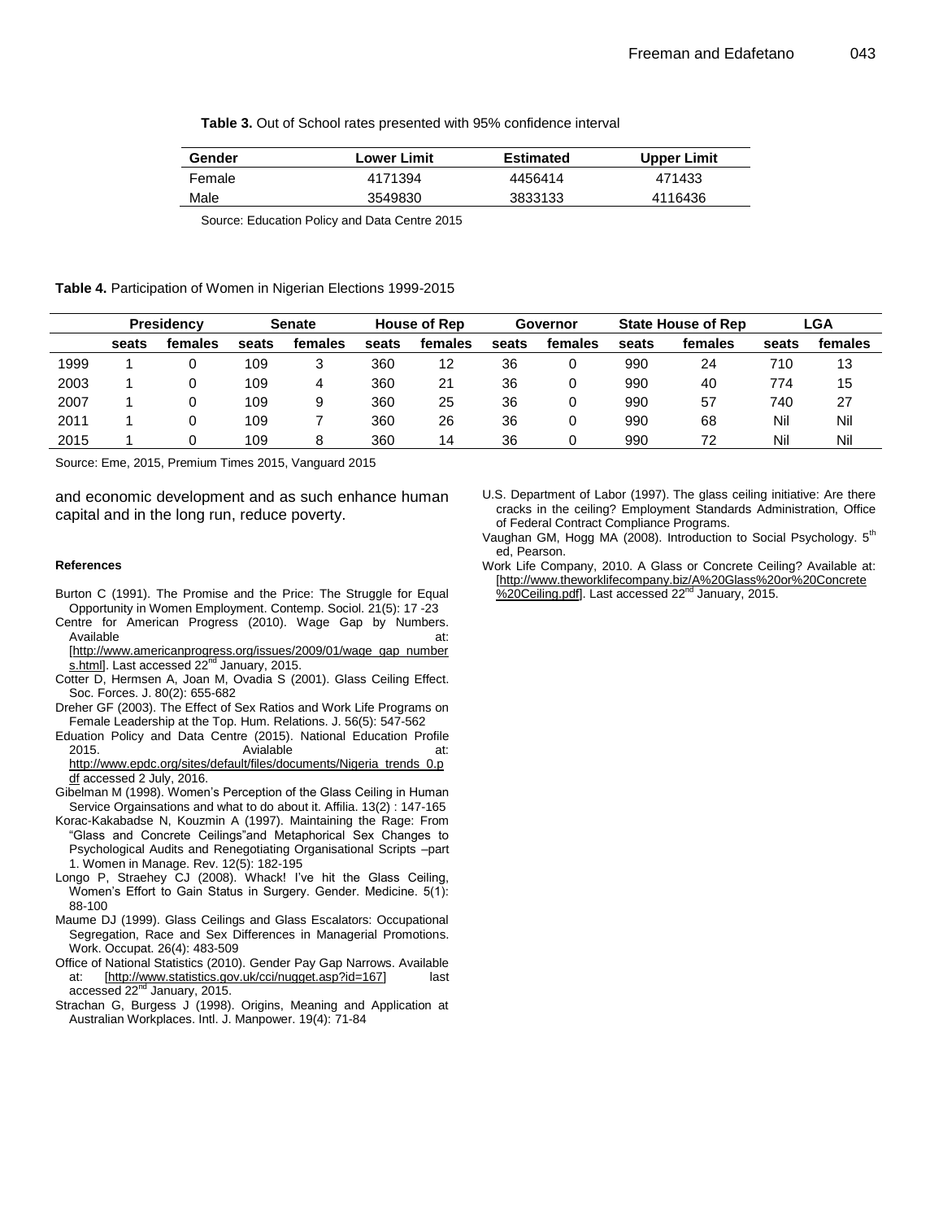**Table 3.** Out of School rates presented with 95% confidence interval

| Gender | Lower Limit | Estimated | Upper Limit |
|---|---|---|---|
| Female | 4171394 | 4456414 | 471433 |
| Male | 3549830 | 3833133 | 4116436 |

Source: Education Policy and Data Centre 2015

**Table 4.** Participation of Women in Nigerian Elections 1999-2015

| | Presidency | | Senate | | House of Rep | | Governor | | State House of Rep | | LGA | |
|---|---|---|---|---|---|---|---|---|---|---|---|---|
| | seats | females | seats | females | seats | females | seats | females | seats | females | seats | females |
| 1999 | 1 | 0 | 109 | 3 | 360 | 12 | 36 | 0 | 990 | 24 | 710 | 13 |
| 2003 | 1 | 0 | 109 | 4 | 360 | 21 | 36 | 0 | 990 | 40 | 774 | 15 |
| 2007 | 1 | 0 | 109 | 9 | 360 | 25 | 36 | 0 | 990 | 57 | 740 | 27 |
| 2011 | 1 | 0 | 109 | 7 | 360 | 26 | 36 | 0 | 990 | 68 | Nil | Nil |
| 2015 | 1 | 0 | 109 | 8 | 360 | 14 | 36 | 0 | 990 | 72 | Nil | Nil |

Source: Eme, 2015, Premium Times 2015, Vanguard 2015

and economic development and as such enhance human capital and in the long run, reduce poverty.

#### References

Burton C (1991). The Promise and the Price: The Struggle for Equal Opportunity in Women Employment. Contemp. Sociol. 21(5): 17 -23

Centre for American Progress (2010). Wage Gap by Numbers. Available at: [http://www.americanprogress.org/issues/2009/01/wage_gap_numbers.html]. Last accessed 22nd January, 2015.

Cotter D, Hermsen A, Joan M, Ovadia S (2001). Glass Ceiling Effect. Soc. Forces. J. 80(2): 655-682

Dreher GF (2003). The Effect of Sex Ratios and Work Life Programs on Female Leadership at the Top. Hum. Relations. J. 56(5): 547-562

Eduation Policy and Data Centre (2015). National Education Profile 2015. Avialable at: http://www.epdc.org/sites/default/files/documents/Nigeria_trends_0.pdf accessed 2 July, 2016.

Gibelman M (1998). Women's Perception of the Glass Ceiling in Human Service Orgainsations and what to do about it. Affilia. 13(2) : 147-165

Korac-Kakabadse N, Kouzmin A (1997). Maintaining the Rage: From "Glass and Concrete Ceilings"and Metaphorical Sex Changes to Psychological Audits and Renegotiating Organisational Scripts –part 1. Women in Manage. Rev. 12(5): 182-195

Longo P, Straehey CJ (2008). Whack! I've hit the Glass Ceiling, Women's Effort to Gain Status in Surgery. Gender. Medicine. 5(1): 88-100

Maume DJ (1999). Glass Ceilings and Glass Escalators: Occupational Segregation, Race and Sex Differences in Managerial Promotions. Work. Occupat. 26(4): 483-509

Office of National Statistics (2010). Gender Pay Gap Narrows. Available at: [http://www.statistics.gov.uk/cci/nugget.asp?id=167] last accessed 22nd January, 2015.

Strachan G, Burgess J (1998). Origins, Meaning and Application at Australian Workplaces. Intl. J. Manpower. 19(4): 71-84

U.S. Department of Labor (1997). The glass ceiling initiative: Are there cracks in the ceiling? Employment Standards Administration, Office of Federal Contract Compliance Programs.

Vaughan GM, Hogg MA (2008). Introduction to Social Psychology. 5th ed, Pearson.

Work Life Company, 2010. A Glass or Concrete Ceiling? Available at: [http://www.theworklifecompany.biz/A%20Glass%20or%20Concrete%20Ceiling.pdf]. Last accessed 22nd January, 2015.